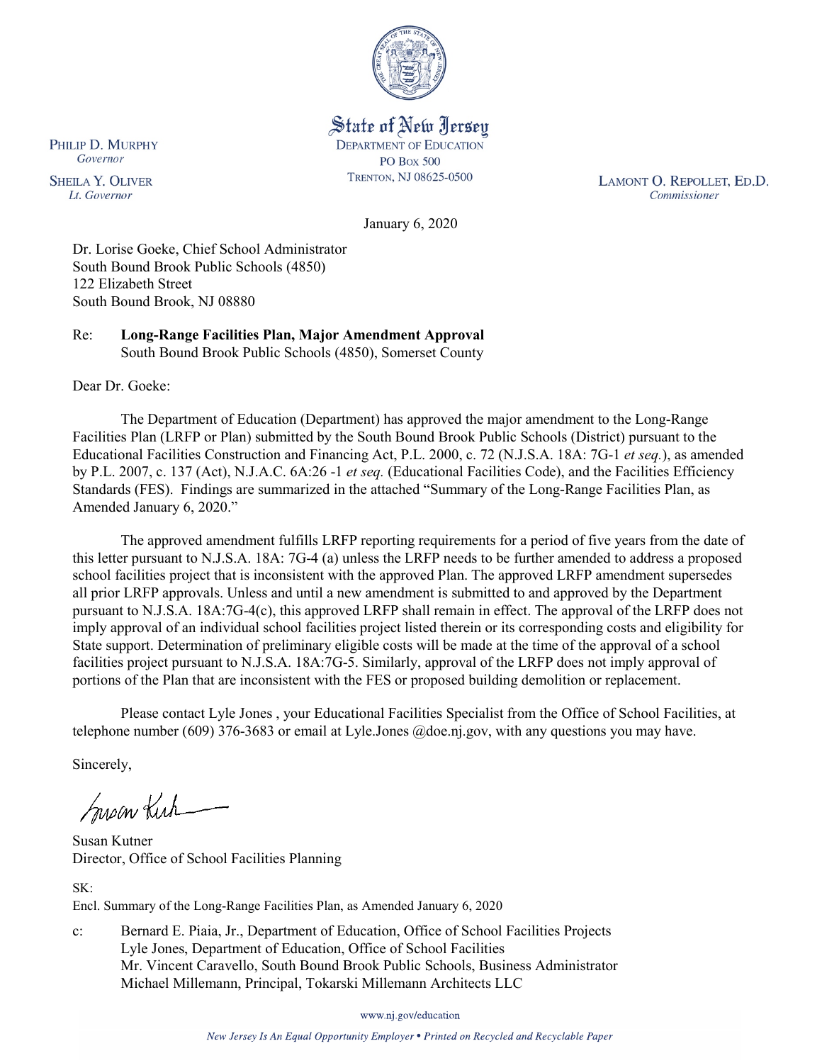State of New Jersey
DEPARTMENT OF EDUCATION
PO BOX 500
TRENTON, NJ 08625-0500

PHILIP D. MURPHY
*Governor*

SHEILA Y. OLIVER
*Lt. Governor*

LAMONT O. REPOLLET, ED.D.
*Commissioner*

January 6, 2020

Dr. Lorise Goeke, Chief School Administrator
South Bound Brook Public Schools (4850)
122 Elizabeth Street
South Bound Brook, NJ 08880

Re: **Long-Range Facilities Plan, Major Amendment Approval**
South Bound Brook Public Schools (4850), Somerset County

Dear Dr. Goeke:

The Department of Education (Department) has approved the major amendment to the Long-Range Facilities Plan (LRFP or Plan) submitted by the South Bound Brook Public Schools (District) pursuant to the Educational Facilities Construction and Financing Act, P.L. 2000, c. 72 (N.J.S.A. 18A: 7G-1 *et seq.*), as amended by P.L. 2007, c. 137 (Act), N.J.A.C. 6A:26 -1 *et seq.* (Educational Facilities Code), and the Facilities Efficiency Standards (FES). Findings are summarized in the attached "Summary of the Long-Range Facilities Plan, as Amended January 6, 2020."

The approved amendment fulfills LRFP reporting requirements for a period of five years from the date of this letter pursuant to N.J.S.A. 18A: 7G-4 (a) unless the LRFP needs to be further amended to address a proposed school facilities project that is inconsistent with the approved Plan. The approved LRFP amendment supersedes all prior LRFP approvals. Unless and until a new amendment is submitted to and approved by the Department pursuant to N.J.S.A. 18A:7G-4(c), this approved LRFP shall remain in effect. The approval of the LRFP does not imply approval of an individual school facilities project listed therein or its corresponding costs and eligibility for State support. Determination of preliminary eligible costs will be made at the time of the approval of a school facilities project pursuant to N.J.S.A. 18A:7G-5. Similarly, approval of the LRFP does not imply approval of portions of the Plan that are inconsistent with the FES or proposed building demolition or replacement.

Please contact Lyle Jones , your Educational Facilities Specialist from the Office of School Facilities, at telephone number (609) 376-3683 or email at Lyle.Jones @doe.nj.gov, with any questions you may have.

Sincerely,

Susan Kutner
Director, Office of School Facilities Planning

SK:
Encl. Summary of the Long-Range Facilities Plan, as Amended January 6, 2020

c: Bernard E. Piaia, Jr., Department of Education, Office of School Facilities Projects
Lyle Jones, Department of Education, Office of School Facilities
Mr. Vincent Caravello, South Bound Brook Public Schools, Business Administrator
Michael Millemann, Principal, Tokarski Millemann Architects LLC

www.nj.gov/education

*New Jersey Is An Equal Opportunity Employer • Printed on Recycled and Recyclable Paper*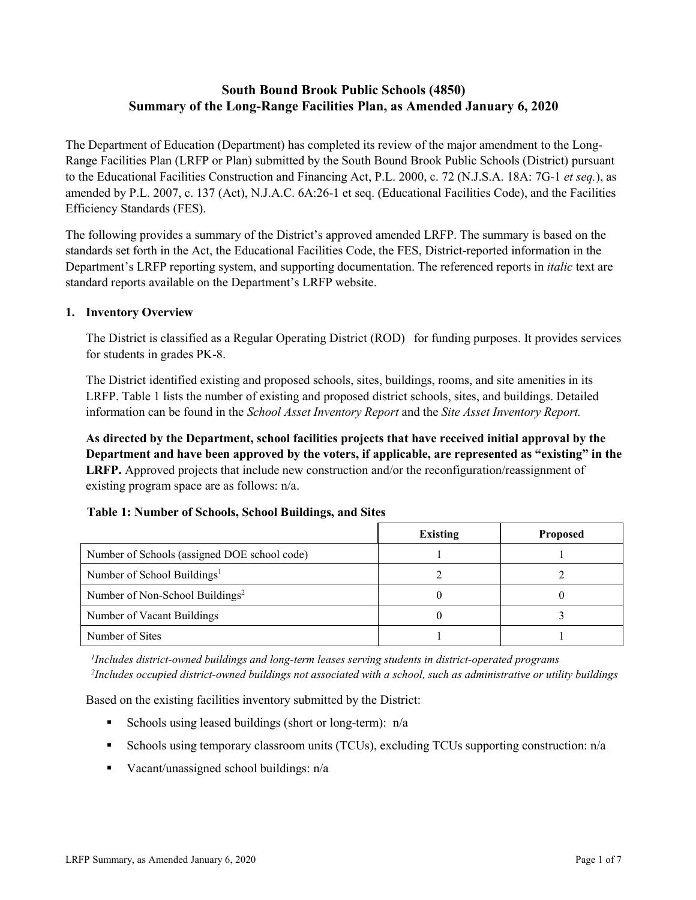# South Bound Brook Public Schools (4850)
# Summary of the Long-Range Facilities Plan, as Amended January 6, 2020

The Department of Education (Department) has completed its review of the major amendment to the Long-Range Facilities Plan (LRFP or Plan) submitted by the South Bound Brook Public Schools (District) pursuant to the Educational Facilities Construction and Financing Act, P.L. 2000, c. 72 (N.J.S.A. 18A: 7G-1 *et seq.*), as amended by P.L. 2007, c. 137 (Act), N.J.A.C. 6A:26-1 et seq. (Educational Facilities Code), and the Facilities Efficiency Standards (FES).

The following provides a summary of the District's approved amended LRFP. The summary is based on the standards set forth in the Act, the Educational Facilities Code, the FES, District-reported information in the Department's LRFP reporting system, and supporting documentation. The referenced reports in *italic* text are standard reports available on the Department's LRFP website.

## 1. Inventory Overview

The District is classified as a Regular Operating District (ROD) for funding purposes. It provides services for students in grades PK-8.

The District identified existing and proposed schools, sites, buildings, rooms, and site amenities in its LRFP. Table 1 lists the number of existing and proposed district schools, sites, and buildings. Detailed information can be found in the *School Asset Inventory Report* and the *Site Asset Inventory Report.*

**As directed by the Department, school facilities projects that have received initial approval by the Department and have been approved by the voters, if applicable, are represented as "existing" in the LRFP.** Approved projects that include new construction and/or the reconfiguration/reassignment of existing program space are as follows: n/a.

**Table 1: Number of Schools, School Buildings, and Sites**

| | Existing | Proposed |
|---|---|---|
| Number of Schools (assigned DOE school code) | 1 | 1 |
| Number of School Buildings[1] | 2 | 2 |
| Number of Non-School Buildings[2] | 0 | 0 |
| Number of Vacant Buildings | 0 | 3 |
| Number of Sites | 1 | 1 |

*[1]Includes district-owned buildings and long-term leases serving students in district-operated programs*
*[2]Includes occupied district-owned buildings not associated with a school, such as administrative or utility buildings*

Based on the existing facilities inventory submitted by the District:

- Schools using leased buildings (short or long-term): n/a
- Schools using temporary classroom units (TCUs), excluding TCUs supporting construction: n/a
- Vacant/unassigned school buildings: n/a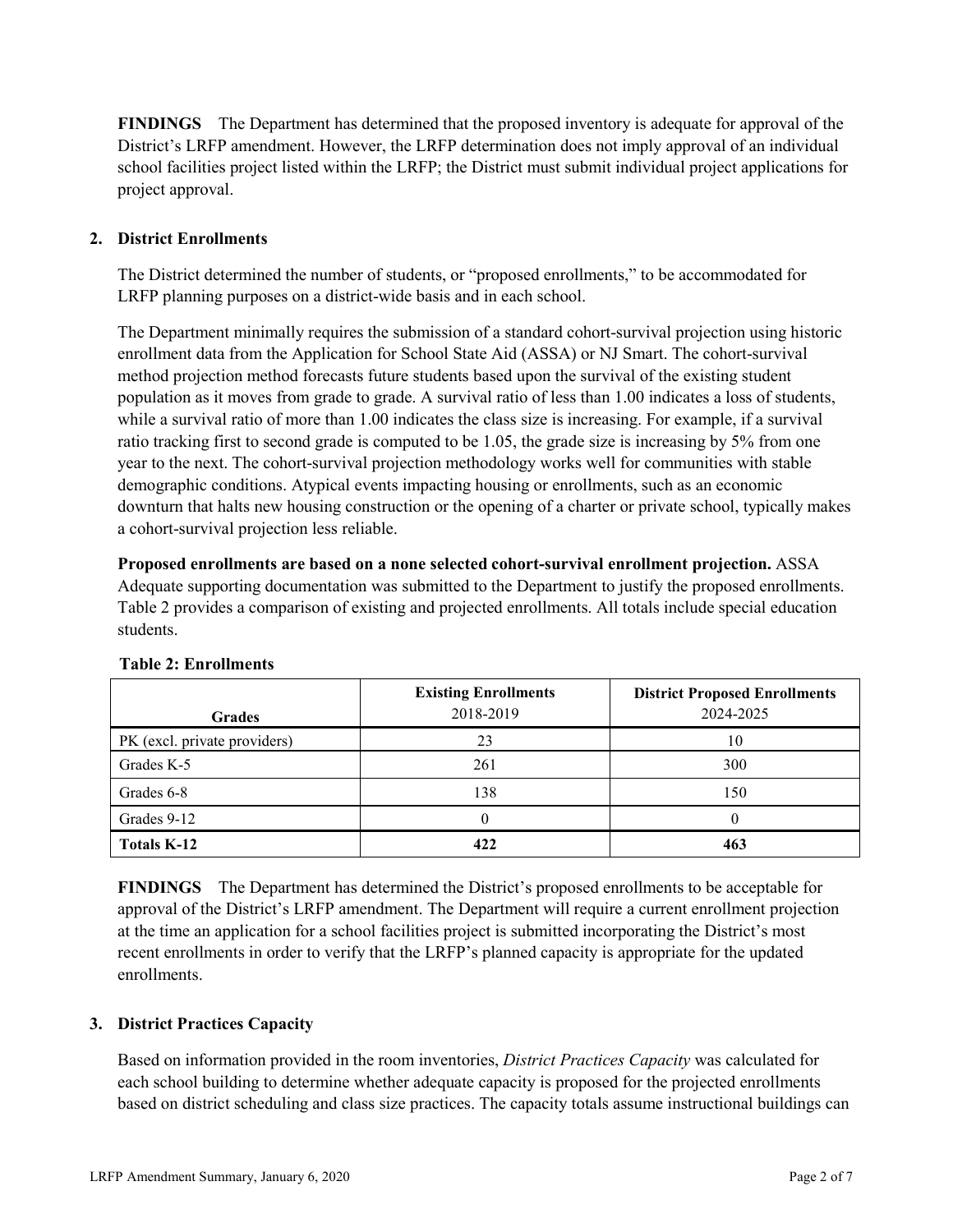**FINDINGS** The Department has determined that the proposed inventory is adequate for approval of the District's LRFP amendment. However, the LRFP determination does not imply approval of an individual school facilities project listed within the LRFP; the District must submit individual project applications for project approval.

## 2. District Enrollments

The District determined the number of students, or "proposed enrollments," to be accommodated for LRFP planning purposes on a district-wide basis and in each school.

The Department minimally requires the submission of a standard cohort-survival projection using historic enrollment data from the Application for School State Aid (ASSA) or NJ Smart. The cohort-survival method projection method forecasts future students based upon the survival of the existing student population as it moves from grade to grade. A survival ratio of less than 1.00 indicates a loss of students, while a survival ratio of more than 1.00 indicates the class size is increasing. For example, if a survival ratio tracking first to second grade is computed to be 1.05, the grade size is increasing by 5% from one year to the next. The cohort-survival projection methodology works well for communities with stable demographic conditions. Atypical events impacting housing or enrollments, such as an economic downturn that halts new housing construction or the opening of a charter or private school, typically makes a cohort-survival projection less reliable.

**Proposed enrollments are based on a none selected cohort-survival enrollment projection.** ASSA Adequate supporting documentation was submitted to the Department to justify the proposed enrollments. Table 2 provides a comparison of existing and projected enrollments. All totals include special education students.

**Table 2: Enrollments**

| Grades | Existing Enrollments 2018-2019 | District Proposed Enrollments 2024-2025 |
|---|---|---|
| PK (excl. private providers) | 23 | 10 |
| Grades K-5 | 261 | 300 |
| Grades 6-8 | 138 | 150 |
| Grades 9-12 | 0 | 0 |
| **Totals K-12** | **422** | **463** |

**FINDINGS** The Department has determined the District's proposed enrollments to be acceptable for approval of the District's LRFP amendment. The Department will require a current enrollment projection at the time an application for a school facilities project is submitted incorporating the District's most recent enrollments in order to verify that the LRFP's planned capacity is appropriate for the updated enrollments.

## 3. District Practices Capacity

Based on information provided in the room inventories, *District Practices Capacity* was calculated for each school building to determine whether adequate capacity is proposed for the projected enrollments based on district scheduling and class size practices. The capacity totals assume instructional buildings can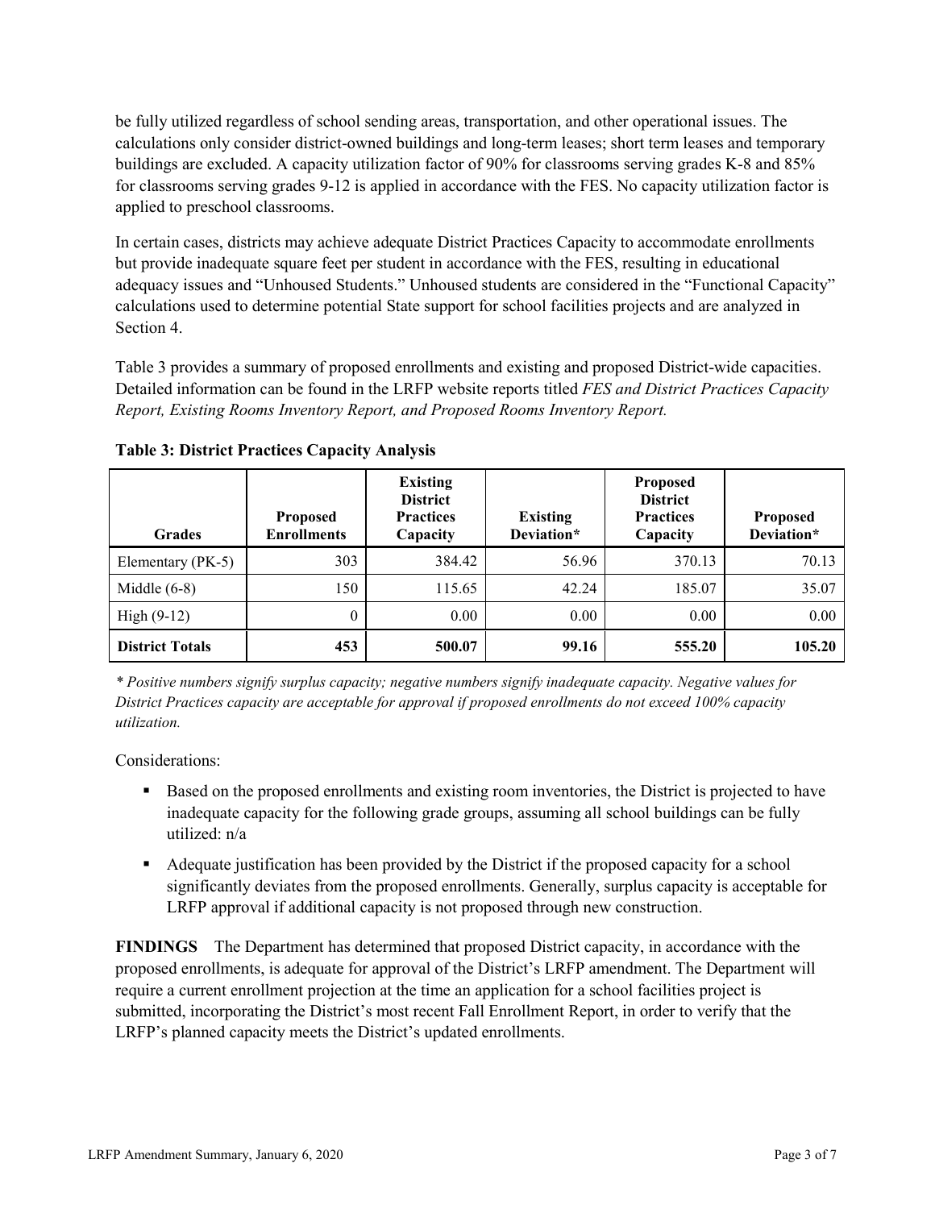be fully utilized regardless of school sending areas, transportation, and other operational issues. The calculations only consider district-owned buildings and long-term leases; short term leases and temporary buildings are excluded. A capacity utilization factor of 90% for classrooms serving grades K-8 and 85% for classrooms serving grades 9-12 is applied in accordance with the FES. No capacity utilization factor is applied to preschool classrooms.

In certain cases, districts may achieve adequate District Practices Capacity to accommodate enrollments but provide inadequate square feet per student in accordance with the FES, resulting in educational adequacy issues and "Unhoused Students." Unhoused students are considered in the "Functional Capacity" calculations used to determine potential State support for school facilities projects and are analyzed in Section 4.

Table 3 provides a summary of proposed enrollments and existing and proposed District-wide capacities. Detailed information can be found in the LRFP website reports titled *FES and District Practices Capacity Report, Existing Rooms Inventory Report, and Proposed Rooms Inventory Report.*

**Table 3: District Practices Capacity Analysis**

| Grades | Proposed Enrollments | Existing District Practices Capacity | Existing Deviation* | Proposed District Practices Capacity | Proposed Deviation* |
|---|---|---|---|---|---|
| Elementary (PK-5) | 303 | 384.42 | 56.96 | 370.13 | 70.13 |
| Middle (6-8) | 150 | 115.65 | 42.24 | 185.07 | 35.07 |
| High (9-12) | 0 | 0.00 | 0.00 | 0.00 | 0.00 |
| **District Totals** | **453** | **500.07** | **99.16** | **555.20** | **105.20** |

*\* Positive numbers signify surplus capacity; negative numbers signify inadequate capacity. Negative values for District Practices capacity are acceptable for approval if proposed enrollments do not exceed 100% capacity utilization.*

Considerations:

- Based on the proposed enrollments and existing room inventories, the District is projected to have inadequate capacity for the following grade groups, assuming all school buildings can be fully utilized: n/a
- Adequate justification has been provided by the District if the proposed capacity for a school significantly deviates from the proposed enrollments. Generally, surplus capacity is acceptable for LRFP approval if additional capacity is not proposed through new construction.

**FINDINGS** The Department has determined that proposed District capacity, in accordance with the proposed enrollments, is adequate for approval of the District's LRFP amendment. The Department will require a current enrollment projection at the time an application for a school facilities project is submitted, incorporating the District's most recent Fall Enrollment Report, in order to verify that the LRFP's planned capacity meets the District's updated enrollments.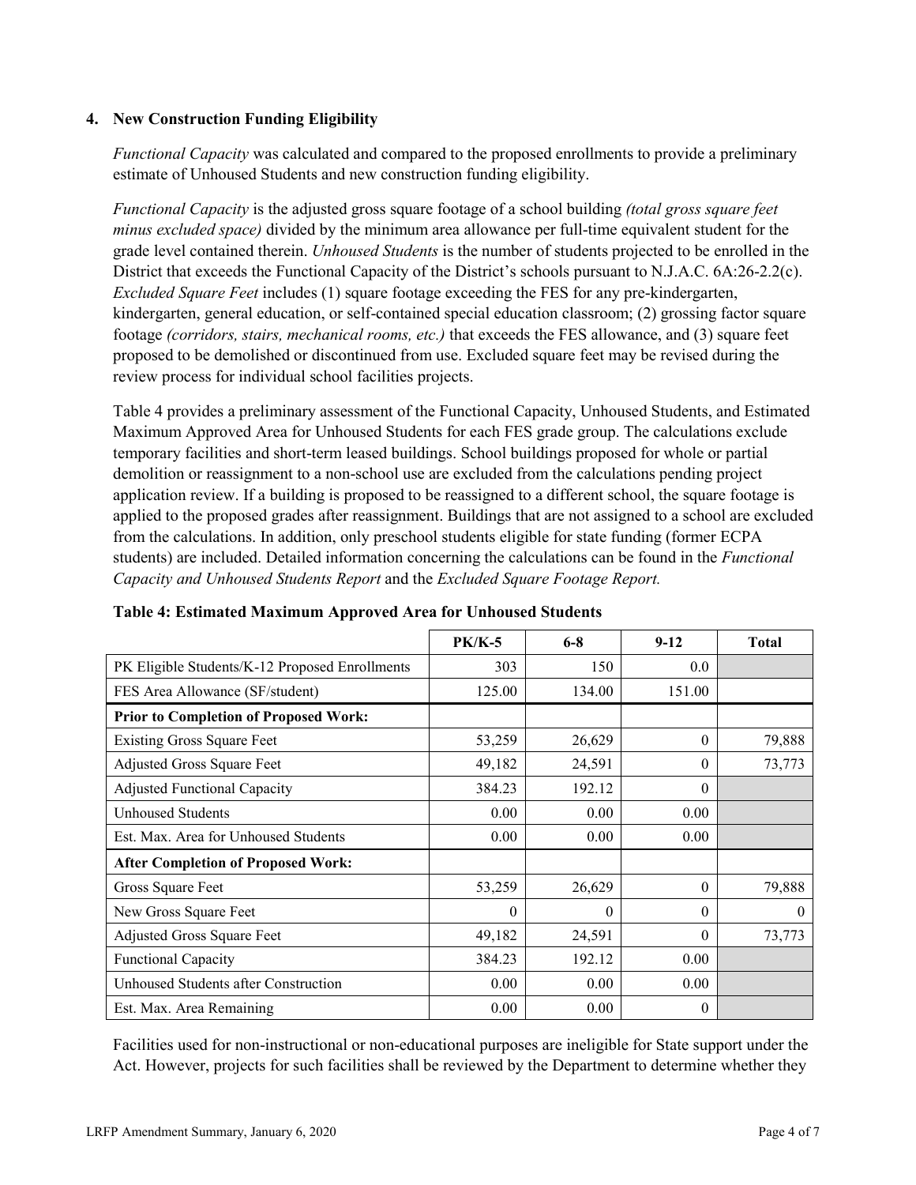### 4. New Construction Funding Eligibility

*Functional Capacity* was calculated and compared to the proposed enrollments to provide a preliminary estimate of Unhoused Students and new construction funding eligibility.

*Functional Capacity* is the adjusted gross square footage of a school building *(total gross square feet minus excluded space)* divided by the minimum area allowance per full-time equivalent student for the grade level contained therein. *Unhoused Students* is the number of students projected to be enrolled in the District that exceeds the Functional Capacity of the District's schools pursuant to N.J.A.C. 6A:26-2.2(c). *Excluded Square Feet* includes (1) square footage exceeding the FES for any pre-kindergarten, kindergarten, general education, or self-contained special education classroom; (2) grossing factor square footage *(corridors, stairs, mechanical rooms, etc.)* that exceeds the FES allowance, and (3) square feet proposed to be demolished or discontinued from use. Excluded square feet may be revised during the review process for individual school facilities projects.

Table 4 provides a preliminary assessment of the Functional Capacity, Unhoused Students, and Estimated Maximum Approved Area for Unhoused Students for each FES grade group. The calculations exclude temporary facilities and short-term leased buildings. School buildings proposed for whole or partial demolition or reassignment to a non-school use are excluded from the calculations pending project application review. If a building is proposed to be reassigned to a different school, the square footage is applied to the proposed grades after reassignment. Buildings that are not assigned to a school are excluded from the calculations. In addition, only preschool students eligible for state funding (former ECPA students) are included. Detailed information concerning the calculations can be found in the *Functional Capacity and Unhoused Students Report* and the *Excluded Square Footage Report.*

**Table 4: Estimated Maximum Approved Area for Unhoused Students**

| | PK/K-5 | 6-8 | 9-12 | Total |
|---|---|---|---|---|
| PK Eligible Students/K-12 Proposed Enrollments | 303 | 150 | 0.0 | |
| FES Area Allowance (SF/student) | 125.00 | 134.00 | 151.00 | |
| **Prior to Completion of Proposed Work:** | | | | |
| Existing Gross Square Feet | 53,259 | 26,629 | 0 | 79,888 |
| Adjusted Gross Square Feet | 49,182 | 24,591 | 0 | 73,773 |
| Adjusted Functional Capacity | 384.23 | 192.12 | 0 | |
| Unhoused Students | 0.00 | 0.00 | 0.00 | |
| Est. Max. Area for Unhoused Students | 0.00 | 0.00 | 0.00 | |
| **After Completion of Proposed Work:** | | | | |
| Gross Square Feet | 53,259 | 26,629 | 0 | 79,888 |
| New Gross Square Feet | 0 | 0 | 0 | 0 |
| Adjusted Gross Square Feet | 49,182 | 24,591 | 0 | 73,773 |
| Functional Capacity | 384.23 | 192.12 | 0.00 | |
| Unhoused Students after Construction | 0.00 | 0.00 | 0.00 | |
| Est. Max. Area Remaining | 0.00 | 0.00 | 0 | |

Facilities used for non-instructional or non-educational purposes are ineligible for State support under the Act. However, projects for such facilities shall be reviewed by the Department to determine whether they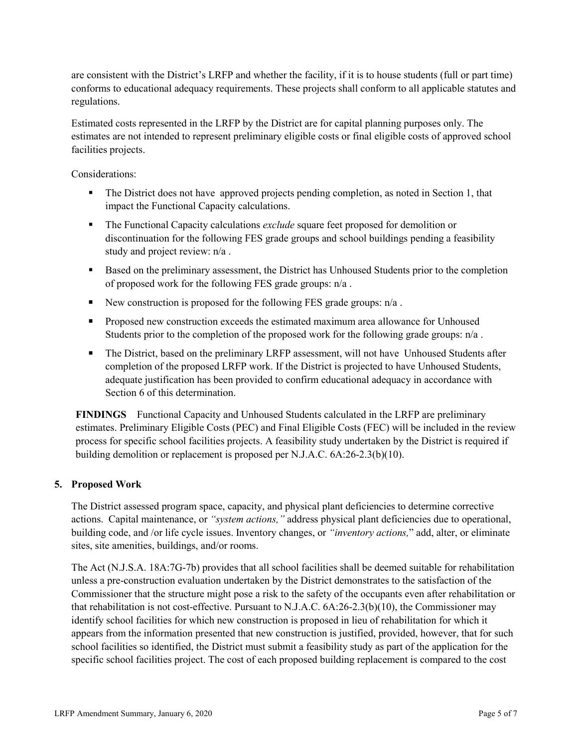are consistent with the District's LRFP and whether the facility, if it is to house students (full or part time) conforms to educational adequacy requirements. These projects shall conform to all applicable statutes and regulations.

Estimated costs represented in the LRFP by the District are for capital planning purposes only. The estimates are not intended to represent preliminary eligible costs or final eligible costs of approved school facilities projects.

Considerations:

- The District does not have approved projects pending completion, as noted in Section 1, that impact the Functional Capacity calculations.
- The Functional Capacity calculations *exclude* square feet proposed for demolition or discontinuation for the following FES grade groups and school buildings pending a feasibility study and project review: n/a .
- Based on the preliminary assessment, the District has Unhoused Students prior to the completion of proposed work for the following FES grade groups: n/a .
- New construction is proposed for the following FES grade groups: n/a .
- Proposed new construction exceeds the estimated maximum area allowance for Unhoused Students prior to the completion of the proposed work for the following grade groups: n/a .
- The District, based on the preliminary LRFP assessment, will not have Unhoused Students after completion of the proposed LRFP work. If the District is projected to have Unhoused Students, adequate justification has been provided to confirm educational adequacy in accordance with Section 6 of this determination.

**FINDINGS** Functional Capacity and Unhoused Students calculated in the LRFP are preliminary estimates. Preliminary Eligible Costs (PEC) and Final Eligible Costs (FEC) will be included in the review process for specific school facilities projects. A feasibility study undertaken by the District is required if building demolition or replacement is proposed per N.J.A.C. 6A:26-2.3(b)(10).

## 5. Proposed Work

The District assessed program space, capacity, and physical plant deficiencies to determine corrective actions. Capital maintenance, or *"system actions,"* address physical plant deficiencies due to operational, building code, and /or life cycle issues. Inventory changes, or *"inventory actions,"* add, alter, or eliminate sites, site amenities, buildings, and/or rooms.

The Act (N.J.S.A. 18A:7G-7b) provides that all school facilities shall be deemed suitable for rehabilitation unless a pre-construction evaluation undertaken by the District demonstrates to the satisfaction of the Commissioner that the structure might pose a risk to the safety of the occupants even after rehabilitation or that rehabilitation is not cost-effective. Pursuant to N.J.A.C. 6A:26-2.3(b)(10), the Commissioner may identify school facilities for which new construction is proposed in lieu of rehabilitation for which it appears from the information presented that new construction is justified, provided, however, that for such school facilities so identified, the District must submit a feasibility study as part of the application for the specific school facilities project. The cost of each proposed building replacement is compared to the cost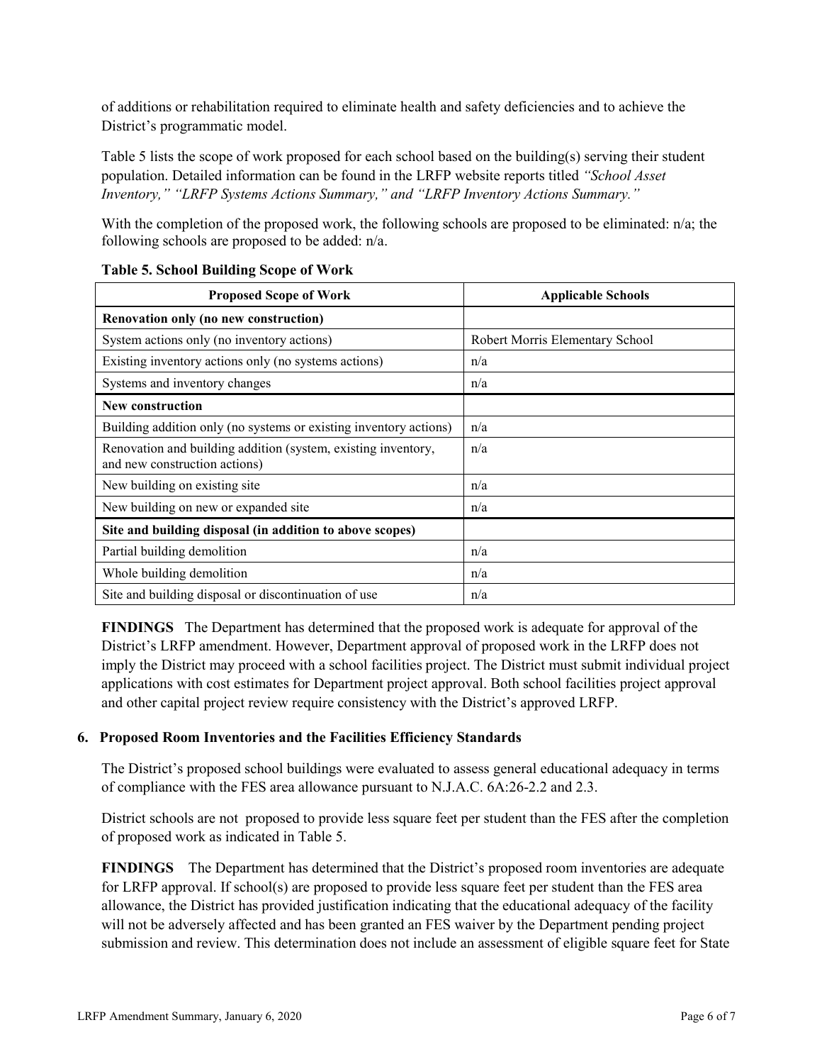of additions or rehabilitation required to eliminate health and safety deficiencies and to achieve the District's programmatic model.

Table 5 lists the scope of work proposed for each school based on the building(s) serving their student population. Detailed information can be found in the LRFP website reports titled *"School Asset Inventory," "LRFP Systems Actions Summary," and "LRFP Inventory Actions Summary."*

With the completion of the proposed work, the following schools are proposed to be eliminated: n/a; the following schools are proposed to be added: n/a.

**Table 5. School Building Scope of Work**

| Proposed Scope of Work | Applicable Schools |
|---|---|
| **Renovation only (no new construction)** | |
| System actions only (no inventory actions) | Robert Morris Elementary School |
| Existing inventory actions only (no systems actions) | n/a |
| Systems and inventory changes | n/a |
| **New construction** | |
| Building addition only (no systems or existing inventory actions) | n/a |
| Renovation and building addition (system, existing inventory, and new construction actions) | n/a |
| New building on existing site | n/a |
| New building on new or expanded site | n/a |
| **Site and building disposal (in addition to above scopes)** | |
| Partial building demolition | n/a |
| Whole building demolition | n/a |
| Site and building disposal or discontinuation of use | n/a |

**FINDINGS** The Department has determined that the proposed work is adequate for approval of the District's LRFP amendment. However, Department approval of proposed work in the LRFP does not imply the District may proceed with a school facilities project. The District must submit individual project applications with cost estimates for Department project approval. Both school facilities project approval and other capital project review require consistency with the District's approved LRFP.

### 6. Proposed Room Inventories and the Facilities Efficiency Standards

The District's proposed school buildings were evaluated to assess general educational adequacy in terms of compliance with the FES area allowance pursuant to N.J.A.C. 6A:26-2.2 and 2.3.

District schools are not proposed to provide less square feet per student than the FES after the completion of proposed work as indicated in Table 5.

**FINDINGS** The Department has determined that the District's proposed room inventories are adequate for LRFP approval. If school(s) are proposed to provide less square feet per student than the FES area allowance, the District has provided justification indicating that the educational adequacy of the facility will not be adversely affected and has been granted an FES waiver by the Department pending project submission and review. This determination does not include an assessment of eligible square feet for State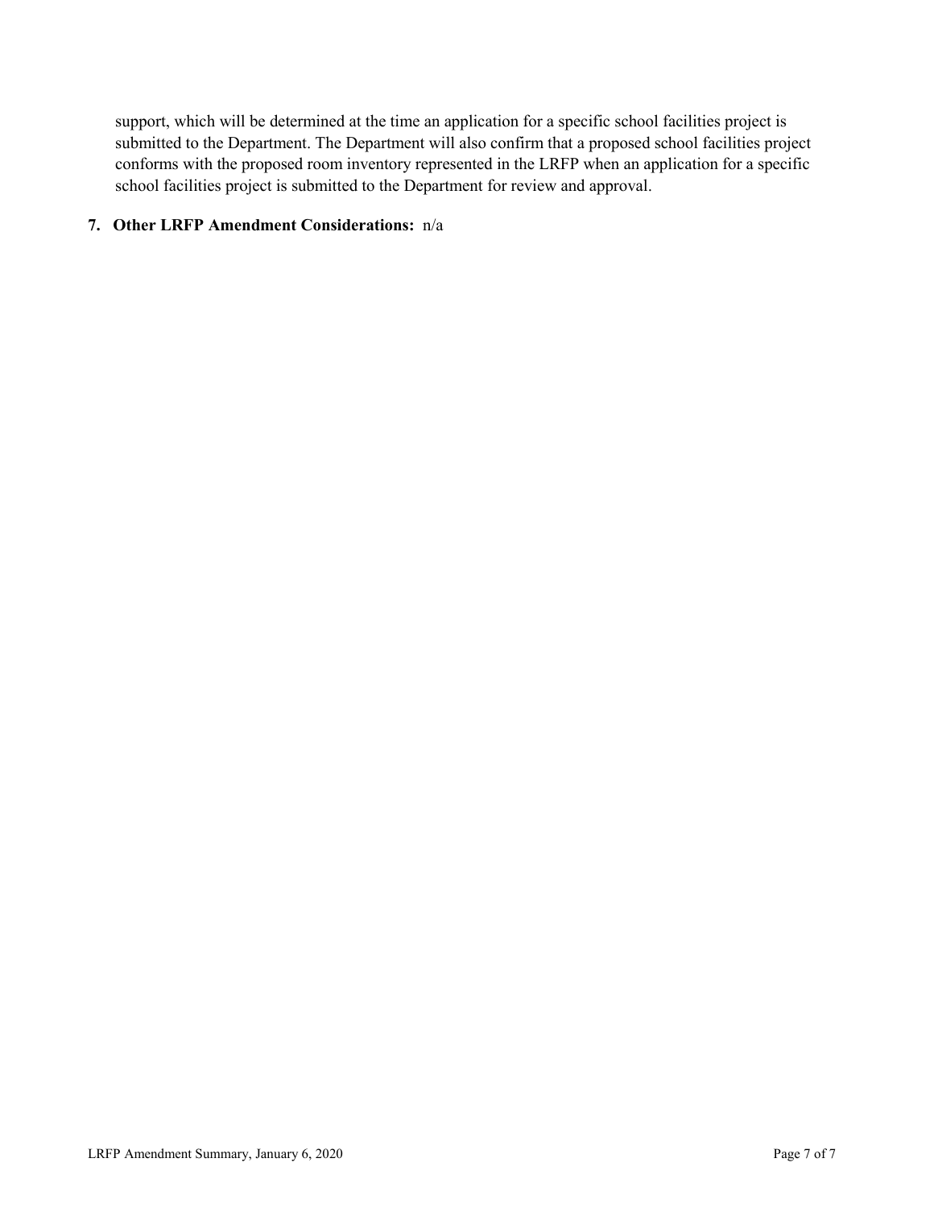support, which will be determined at the time an application for a specific school facilities project is submitted to the Department. The Department will also confirm that a proposed school facilities project conforms with the proposed room inventory represented in the LRFP when an application for a specific school facilities project is submitted to the Department for review and approval.

7. **Other LRFP Amendment Considerations:** n/a